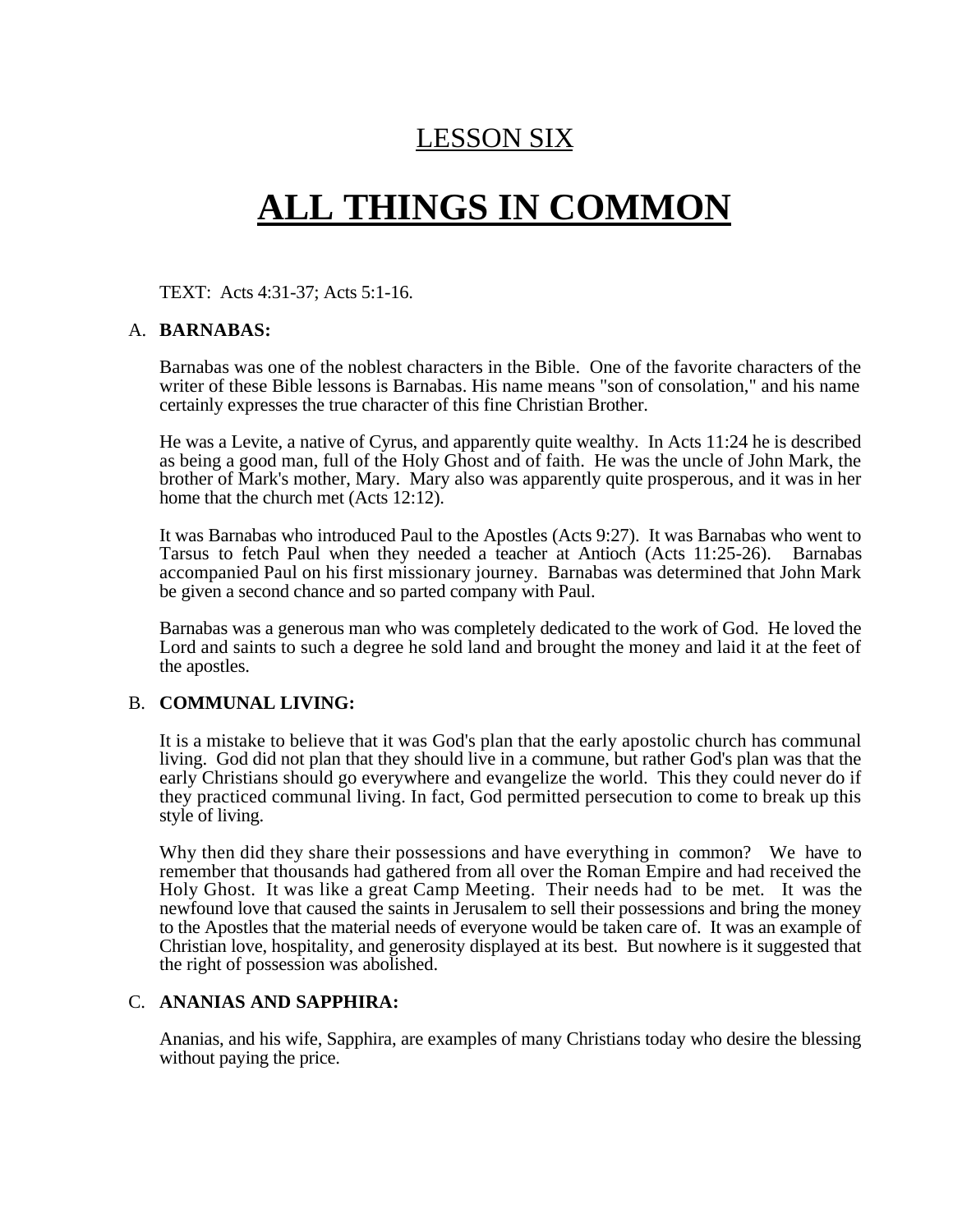# LESSON SIX

# ALL THINGS IN COMMON

TEXT: Acts 4:31-37; Acts 5:1-16.

## A. BARNABAS:

Barnabas was one of the noblest characters in the Bible. One of the favorite characters of the writer of these Bible lessons is Barnabas. His name means "son of consolation," and his name certainly expresses the true character of this fine Christian Brother.

He was a Levite, a native of Cyrus, and apparently quite wealthy. In Acts 11:24 he is described as being a good man, full of the Holy Ghost and of faith. He was the uncle of John Mark, the brother of Mark's mother, Mary. Mary also was apparently quite prosperous, and it was in her home that the church met (Acts 12:12).

It was Barnabas who introduced Paul to the Apostles (Acts 9:27). It was Barnabas who went to Tarsus to fetch Paul when they needed a teacher at Antioch (Acts 11:25-26). Barnabas accompanied Paul on his first missionary journey. Barnabas was determined that John Mark be given a second chance and so parted company with Paul.

Barnabas was a generous man who was completely dedicated to the work of God. He loved the Lord and saints to such a degree he sold land and brought the money and laid it at the feet of the apostles.

## B. COMMUNAL LIVING:

It is a mistake to believe that it was God's plan that the early apostolic church has communal living. God did not plan that they should live in a commune, but rather God's plan was that the early Christians should go everywhere and evangelize the world. This they could never do if they practiced communal living. In fact, God permitted persecution to come to break up this style of living.

Why then did they share their possessions and have everything in common? We have to remember that thousands had gathered from all over the Roman Empire and had received the Holy Ghost. It was like a great Camp Meeting. Their needs had to be met. It was the newfound love that caused the saints in Jerusalem to sell their possessions and bring the money to the Apostles that the material needs of everyone would be taken care of. It was an example of Christian love, hospitality, and generosity displayed at its best. But nowhere is it suggested that the right of possession was abolished.

## C. ANANIAS AND SAPPHIRA:

Ananias, and his wife, Sapphira, are examples of many Christians today who desire the blessing without paying the price.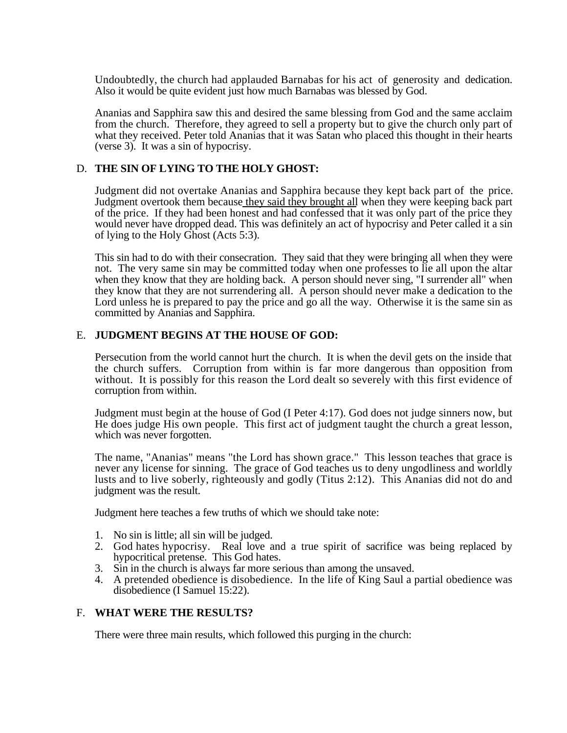Undoubtedly, the church had applauded Barnabas for his act of generosity and dedication. Also it would be quite evident just how much Barnabas was blessed by God.

Ananias and Sapphira saw this and desired the same blessing from God and the same acclaim from the church. Therefore, they agreed to sell a property but to give the church only part of what they received. Peter told Ananias that it was Satan who placed this thought in their hearts (verse 3). It was a sin of hypocrisy.

D. **THE SIN OF LYING TO THE HOLY GHOST:**

Judgment did not overtake Ananias and Sapphira because they kept back part of the price. Judgment overtook them because they said they brought all when they were keeping back part of the price. If they had been honest and had confessed that it was only part of the price they would never have dropped dead. This was definitely an act of hypocrisy and Peter called it a sin of lying to the Holy Ghost (Acts 5:3).

This sin had to do with their consecration. They said that they were bringing all when they were not. The very same sin may be committed today when one professes to lie all upon the altar when they know that they are holding back. A person should never sing, "I surrender all" when they know that they are not surrendering all. A person should never make a dedication to the Lord unless he is prepared to pay the price and go all the way. Otherwise it is the same sin as committed by Ananias and Sapphira.

E. **JUDGMENT BEGINS AT THE HOUSE OF GOD:**

Persecution from the world cannot hurt the church. It is when the devil gets on the inside that the church suffers. Corruption from within is far more dangerous than opposition from without. It is possibly for this reason the Lord dealt so severely with this first evidence of corruption from within.

Judgment must begin at the house of God (I Peter 4:17). God does not judge sinners now, but He does judge His own people. This first act of judgment taught the church a great lesson, which was never forgotten.

The name, "Ananias" means "the Lord has shown grace." This lesson teaches that grace is never any license for sinning. The grace of God teaches us to deny ungodliness and worldly lusts and to live soberly, righteously and godly (Titus 2:12). This Ananias did not do and judgment was the result.

Judgment here teaches a few truths of which we should take note:

1. No sin is little; all sin will be judged.
2. God hates hypocrisy. Real love and a true spirit of sacrifice was being replaced by hypocritical pretense. This God hates.
3. Sin in the church is always far more serious than among the unsaved.
4. A pretended obedience is disobedience. In the life of King Saul a partial obedience was disobedience (I Samuel 15:22).

F. **WHAT WERE THE RESULTS?**

There were three main results, which followed this purging in the church: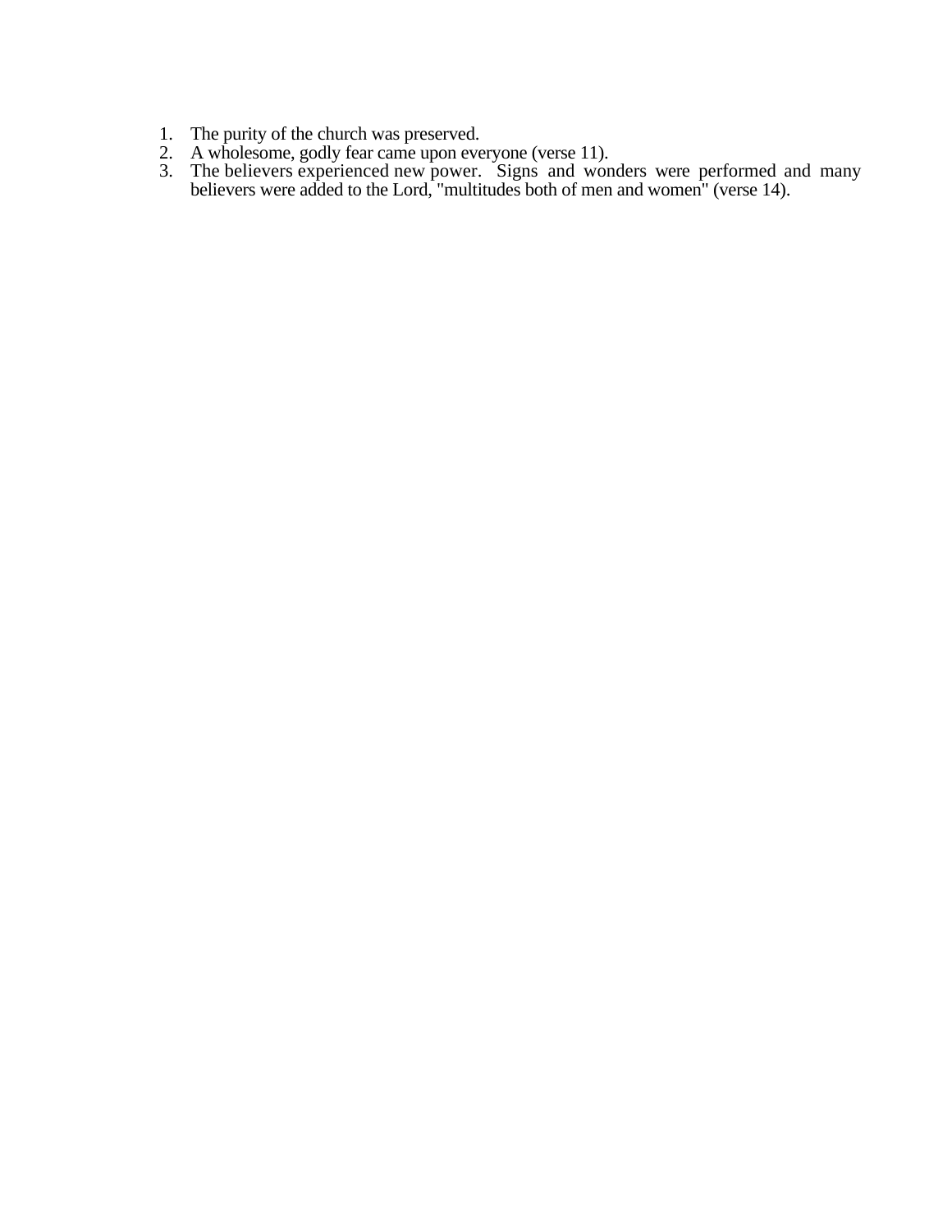1. The purity of the church was preserved.
2. A wholesome, godly fear came upon everyone (verse 11).
3. The believers experienced new power. Signs and wonders were performed and many believers were added to the Lord, "multitudes both of men and women" (verse 14).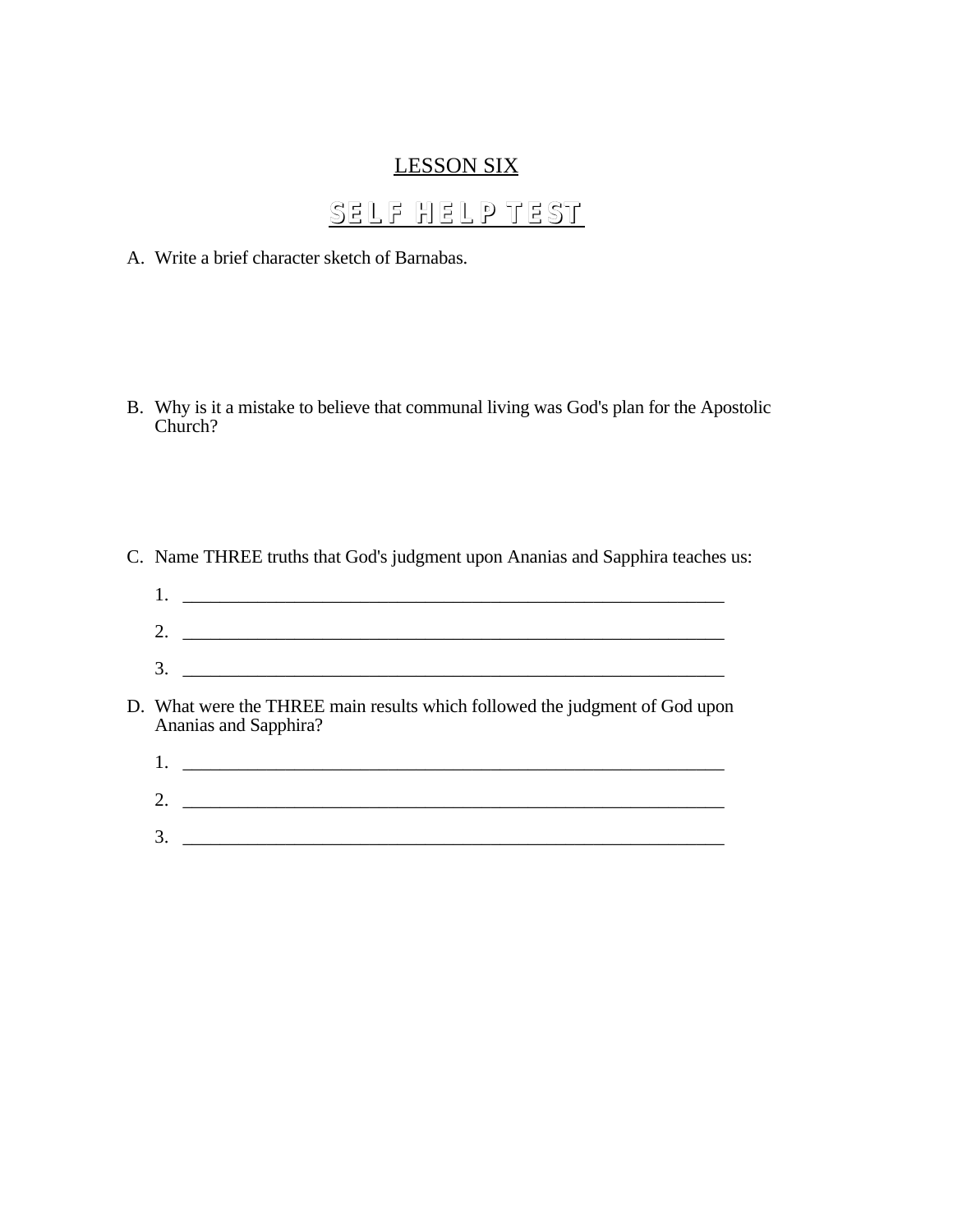## LESSON SIX

## SELF HELP TEST

A. Write a brief character sketch of Barnabas.

B. Why is it a mistake to believe that communal living was God's plan for the Apostolic Church?

C. Name THREE truths that God's judgment upon Ananias and Sapphira teaches us:

1. ______________________________________________________________

2. ______________________________________________________________

3. ______________________________________________________________

D. What were the THREE main results which followed the judgment of God upon Ananias and Sapphira?

1. ______________________________________________________________

2. ______________________________________________________________

3. ______________________________________________________________